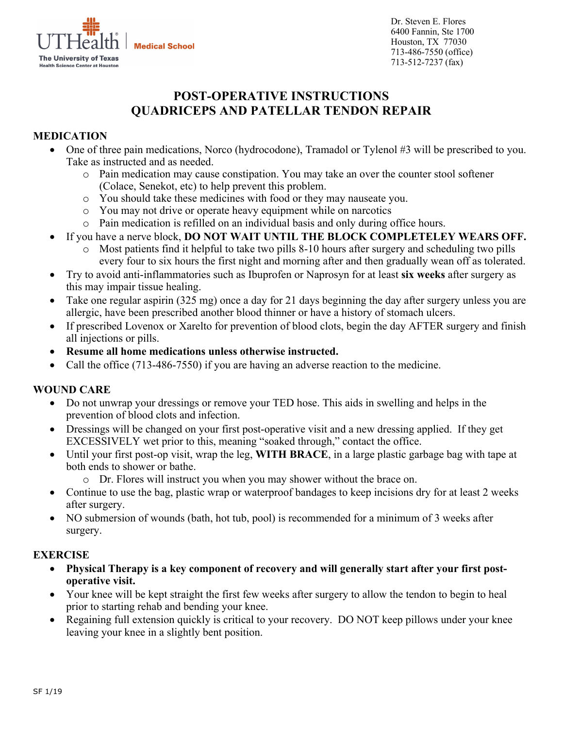UTHealth | Medical School
The University of Texas
Health Science Center at Houston

Dr. Steven E. Flores
6400 Fannin, Ste 1700
Houston, TX 77030
713-486-7550 (office)
713-512-7237 (fax)

# POST-OPERATIVE INSTRUCTIONS
# QUADRICEPS AND PATELLAR TENDON REPAIR

## MEDICATION

- One of three pain medications, Norco (hydrocodone), Tramadol or Tylenol #3 will be prescribed to you. Take as instructed and as needed.
  - Pain medication may cause constipation. You may take an over the counter stool softener (Colace, Senekot, etc) to help prevent this problem.
  - You should take these medicines with food or they may nauseate you.
  - You may not drive or operate heavy equipment while on narcotics
  - Pain medication is refilled on an individual basis and only during office hours.
- If you have a nerve block, **DO NOT WAIT UNTIL THE BLOCK COMPLETELEY WEARS OFF.**
  - Most patients find it helpful to take two pills 8-10 hours after surgery and scheduling two pills every four to six hours the first night and morning after and then gradually wean off as tolerated.
- Try to avoid anti-inflammatories such as Ibuprofen or Naprosyn for at least **six weeks** after surgery as this may impair tissue healing.
- Take one regular aspirin (325 mg) once a day for 21 days beginning the day after surgery unless you are allergic, have been prescribed another blood thinner or have a history of stomach ulcers.
- If prescribed Lovenox or Xarelto for prevention of blood clots, begin the day AFTER surgery and finish all injections or pills.
- **Resume all home medications unless otherwise instructed.**
- Call the office (713-486-7550) if you are having an adverse reaction to the medicine.

## WOUND CARE

- Do not unwrap your dressings or remove your TED hose. This aids in swelling and helps in the prevention of blood clots and infection.
- Dressings will be changed on your first post-operative visit and a new dressing applied. If they get EXCESSIVELY wet prior to this, meaning "soaked through," contact the office.
- Until your first post-op visit, wrap the leg, **WITH BRACE**, in a large plastic garbage bag with tape at both ends to shower or bathe.
  - Dr. Flores will instruct you when you may shower without the brace on.
- Continue to use the bag, plastic wrap or waterproof bandages to keep incisions dry for at least 2 weeks after surgery.
- NO submersion of wounds (bath, hot tub, pool) is recommended for a minimum of 3 weeks after surgery.

## EXERCISE

- **Physical Therapy is a key component of recovery and will generally start after your first post-operative visit.**
- Your knee will be kept straight the first few weeks after surgery to allow the tendon to begin to heal prior to starting rehab and bending your knee.
- Regaining full extension quickly is critical to your recovery. DO NOT keep pillows under your knee leaving your knee in a slightly bent position.

SF 1/19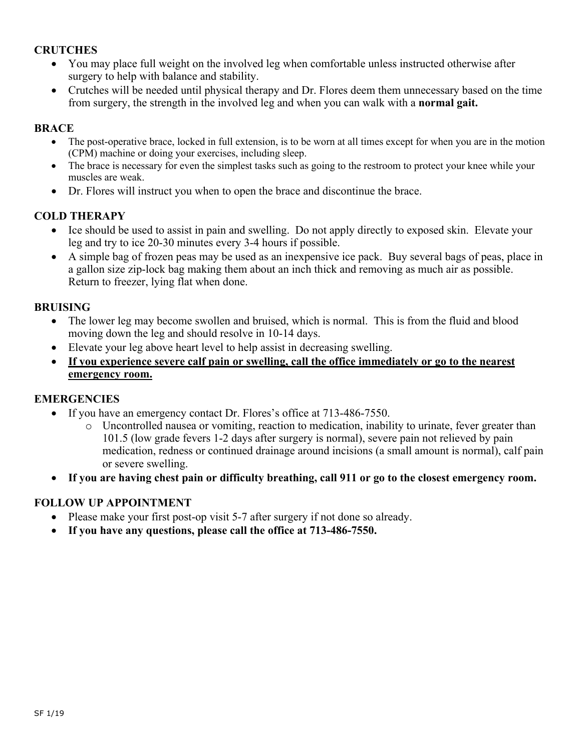**CRUTCHES**

- You may place full weight on the involved leg when comfortable unless instructed otherwise after surgery to help with balance and stability.
- Crutches will be needed until physical therapy and Dr. Flores deem them unnecessary based on the time from surgery, the strength in the involved leg and when you can walk with a **normal gait.**

**BRACE**

- The post-operative brace, locked in full extension, is to be worn at all times except for when you are in the motion (CPM) machine or doing your exercises, including sleep.
- The brace is necessary for even the simplest tasks such as going to the restroom to protect your knee while your muscles are weak.
- Dr. Flores will instruct you when to open the brace and discontinue the brace.

**COLD THERAPY**

- Ice should be used to assist in pain and swelling. Do not apply directly to exposed skin. Elevate your leg and try to ice 20-30 minutes every 3-4 hours if possible.
- A simple bag of frozen peas may be used as an inexpensive ice pack. Buy several bags of peas, place in a gallon size zip-lock bag making them about an inch thick and removing as much air as possible. Return to freezer, lying flat when done.

**BRUISING**

- The lower leg may become swollen and bruised, which is normal. This is from the fluid and blood moving down the leg and should resolve in 10-14 days.
- Elevate your leg above heart level to help assist in decreasing swelling.
- <u>**If you experience severe calf pain or swelling, call the office immediately or go to the nearest emergency room.**</u>

**EMERGENCIES**

- If you have an emergency contact Dr. Flores's office at 713-486-7550.
  - Uncontrolled nausea or vomiting, reaction to medication, inability to urinate, fever greater than 101.5 (low grade fevers 1-2 days after surgery is normal), severe pain not relieved by pain medication, redness or continued drainage around incisions (a small amount is normal), calf pain or severe swelling.
- **If you are having chest pain or difficulty breathing, call 911 or go to the closest emergency room.**

**FOLLOW UP APPOINTMENT**

- Please make your first post-op visit 5-7 after surgery if not done so already.
- **If you have any questions, please call the office at 713-486-7550.**

SF 1/19